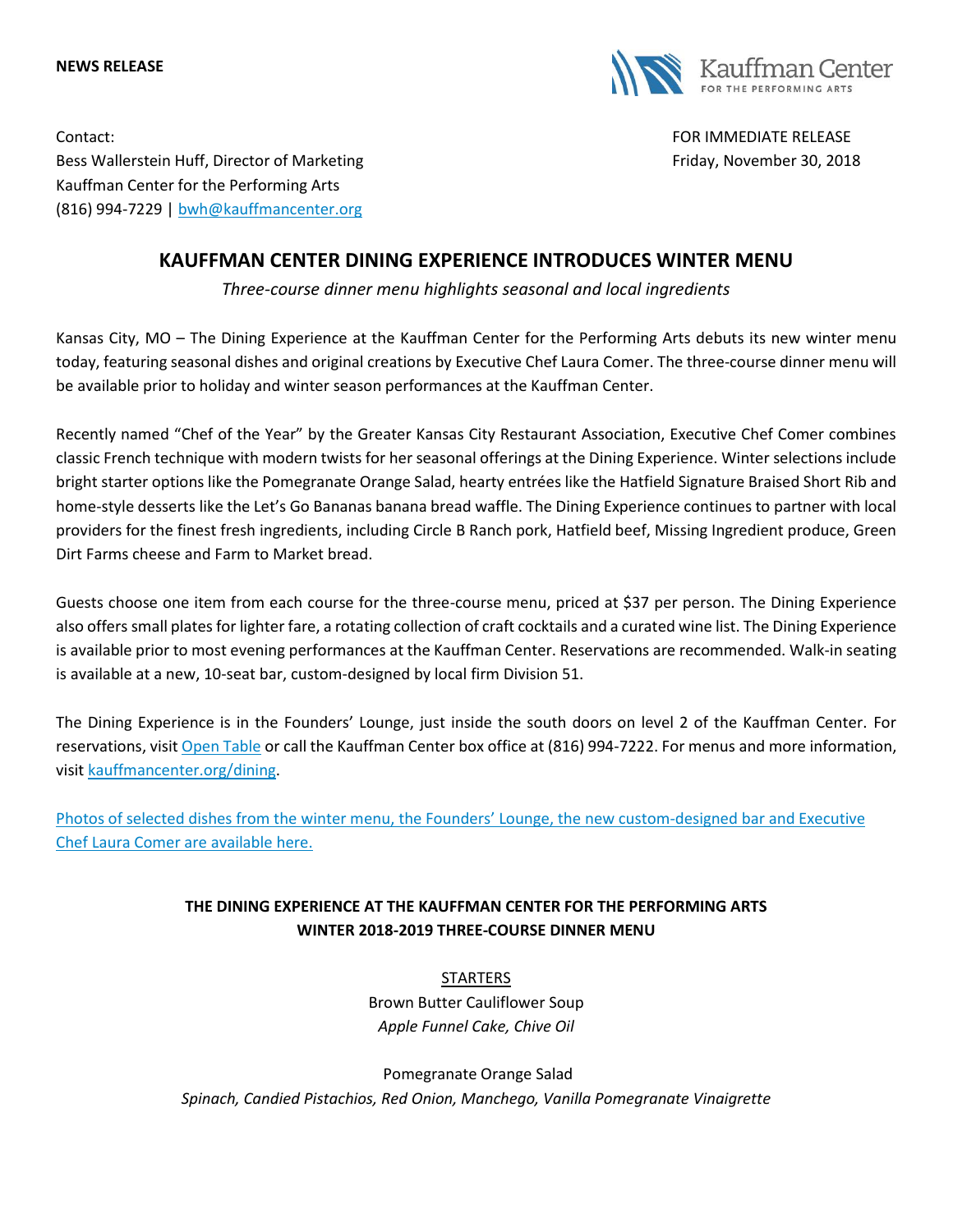**NEWS RELEASE**

Kauffman Center FOR THE PERFORMING ARTS

Contact:
Bess Wallerstein Huff, Director of Marketing
Kauffman Center for the Performing Arts
(816) 994-7229 | bwh@kauffmancenter.org

FOR IMMEDIATE RELEASE
Friday, November 30, 2018

# KAUFFMAN CENTER DINING EXPERIENCE INTRODUCES WINTER MENU

*Three-course dinner menu highlights seasonal and local ingredients*

Kansas City, MO – The Dining Experience at the Kauffman Center for the Performing Arts debuts its new winter menu today, featuring seasonal dishes and original creations by Executive Chef Laura Comer. The three-course dinner menu will be available prior to holiday and winter season performances at the Kauffman Center.

Recently named "Chef of the Year" by the Greater Kansas City Restaurant Association, Executive Chef Comer combines classic French technique with modern twists for her seasonal offerings at the Dining Experience. Winter selections include bright starter options like the Pomegranate Orange Salad, hearty entrées like the Hatfield Signature Braised Short Rib and home-style desserts like the Let's Go Bananas banana bread waffle. The Dining Experience continues to partner with local providers for the finest fresh ingredients, including Circle B Ranch pork, Hatfield beef, Missing Ingredient produce, Green Dirt Farms cheese and Farm to Market bread.

Guests choose one item from each course for the three-course menu, priced at $37 per person. The Dining Experience also offers small plates for lighter fare, a rotating collection of craft cocktails and a curated wine list. The Dining Experience is available prior to most evening performances at the Kauffman Center. Reservations are recommended. Walk-in seating is available at a new, 10-seat bar, custom-designed by local firm Division 51.

The Dining Experience is in the Founders' Lounge, just inside the south doors on level 2 of the Kauffman Center. For reservations, visit Open Table or call the Kauffman Center box office at (816) 994-7222. For menus and more information, visit kauffmancenter.org/dining.

Photos of selected dishes from the winter menu, the Founders' Lounge, the new custom-designed bar and Executive Chef Laura Comer are available here.

**THE DINING EXPERIENCE AT THE KAUFFMAN CENTER FOR THE PERFORMING ARTS**
**WINTER 2018-2019 THREE-COURSE DINNER MENU**

STARTERS

Brown Butter Cauliflower Soup
*Apple Funnel Cake, Chive Oil*

Pomegranate Orange Salad
*Spinach, Candied Pistachios, Red Onion, Manchego, Vanilla Pomegranate Vinaigrette*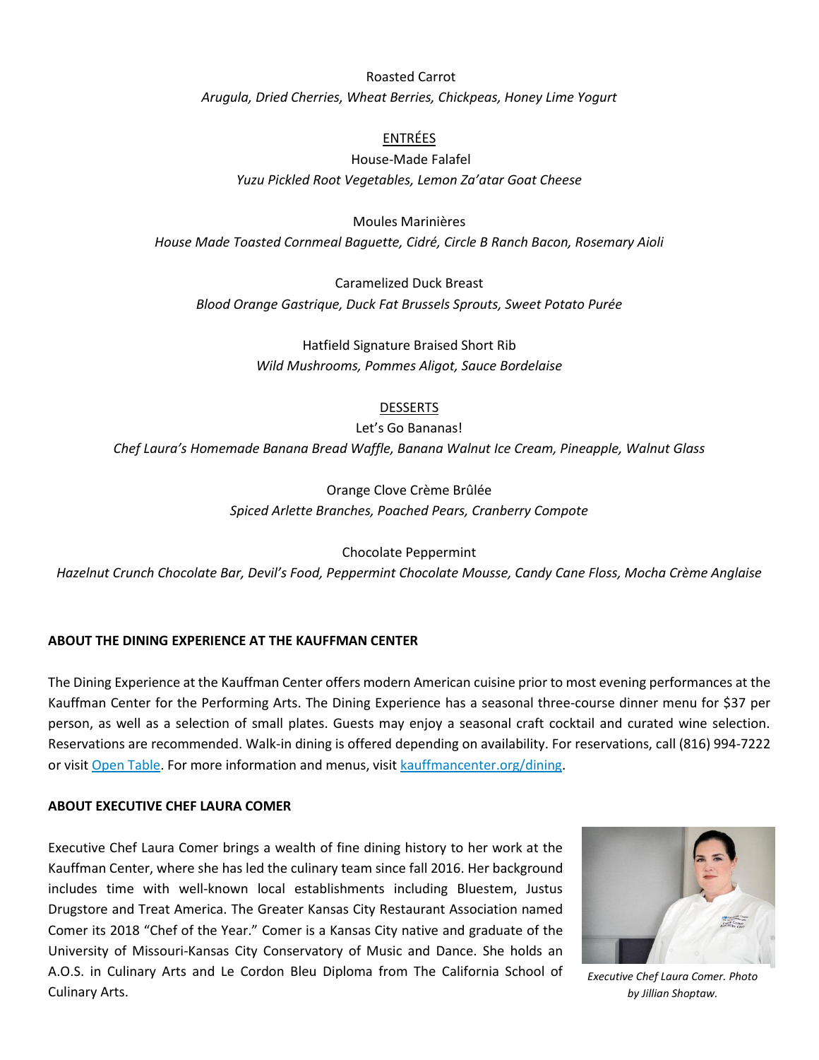Roasted Carrot
*Arugula, Dried Cherries, Wheat Berries, Chickpeas, Honey Lime Yogurt*

ENTRÉES

House-Made Falafel
*Yuzu Pickled Root Vegetables, Lemon Za'atar Goat Cheese*

Moules Marinières
*House Made Toasted Cornmeal Baguette, Cidré, Circle B Ranch Bacon, Rosemary Aioli*

Caramelized Duck Breast
*Blood Orange Gastrique, Duck Fat Brussels Sprouts, Sweet Potato Purée*

Hatfield Signature Braised Short Rib
*Wild Mushrooms, Pommes Aligot, Sauce Bordelaise*

DESSERTS

Let's Go Bananas!
*Chef Laura's Homemade Banana Bread Waffle, Banana Walnut Ice Cream, Pineapple, Walnut Glass*

Orange Clove Crème Brûlée
*Spiced Arlette Branches, Poached Pears, Cranberry Compote*

Chocolate Peppermint
*Hazelnut Crunch Chocolate Bar, Devil's Food, Peppermint Chocolate Mousse, Candy Cane Floss, Mocha Crème Anglaise*

**ABOUT THE DINING EXPERIENCE AT THE KAUFFMAN CENTER**

The Dining Experience at the Kauffman Center offers modern American cuisine prior to most evening performances at the Kauffman Center for the Performing Arts. The Dining Experience has a seasonal three-course dinner menu for $37 per person, as well as a selection of small plates. Guests may enjoy a seasonal craft cocktail and curated wine selection. Reservations are recommended. Walk-in dining is offered depending on availability. For reservations, call (816) 994-7222 or visit [Open Table](). For more information and menus, visit [kauffmancenter.org/dining]().

**ABOUT EXECUTIVE CHEF LAURA COMER**

Executive Chef Laura Comer brings a wealth of fine dining history to her work at the Kauffman Center, where she has led the culinary team since fall 2016. Her background includes time with well-known local establishments including Bluestem, Justus Drugstore and Treat America. The Greater Kansas City Restaurant Association named Comer its 2018 "Chef of the Year." Comer is a Kansas City native and graduate of the University of Missouri-Kansas City Conservatory of Music and Dance. She holds an A.O.S. in Culinary Arts and Le Cordon Bleu Diploma from The California School of Culinary Arts.

*Executive Chef Laura Comer. Photo by Jillian Shoptaw.*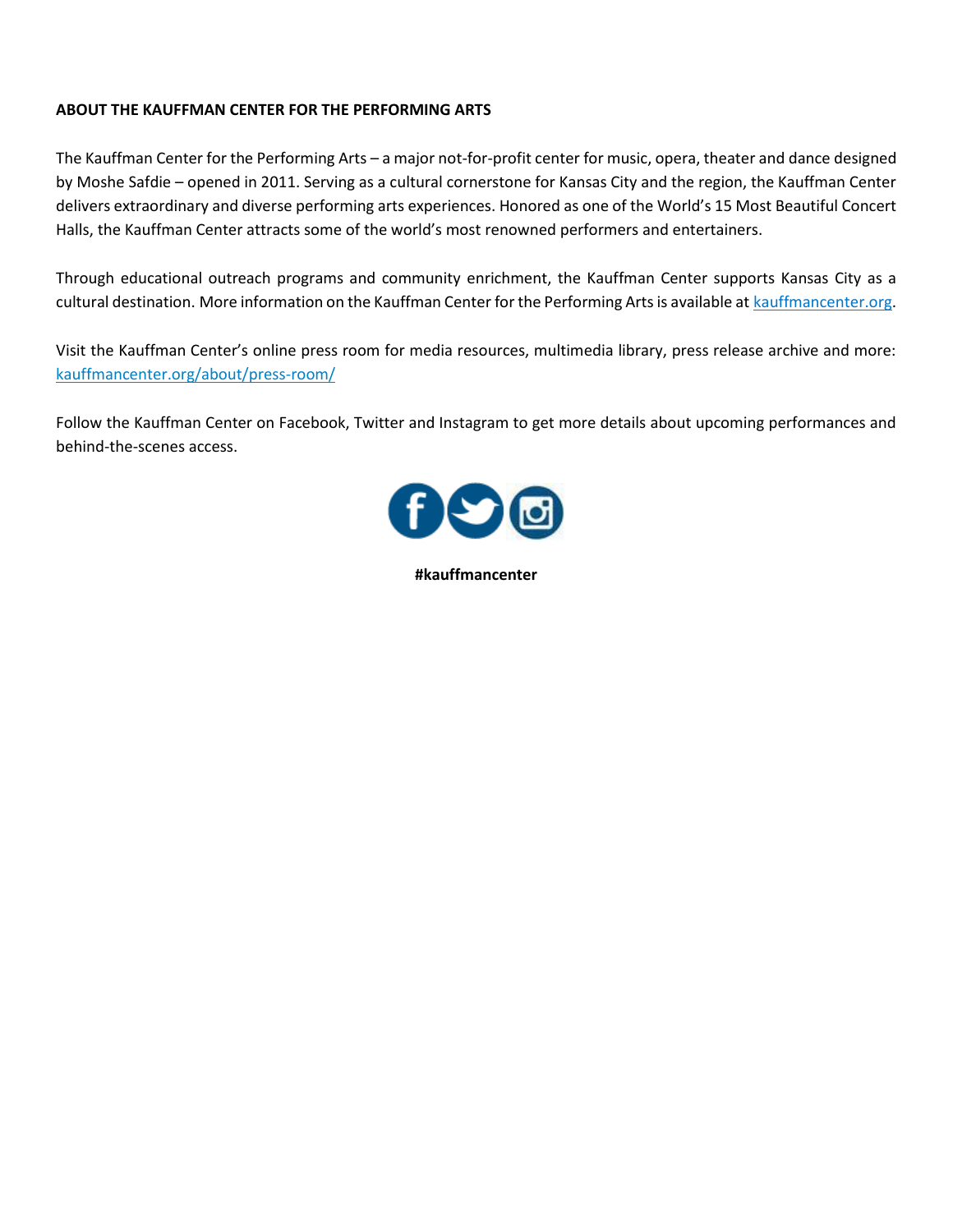**ABOUT THE KAUFFMAN CENTER FOR THE PERFORMING ARTS**

The Kauffman Center for the Performing Arts – a major not-for-profit center for music, opera, theater and dance designed by Moshe Safdie – opened in 2011. Serving as a cultural cornerstone for Kansas City and the region, the Kauffman Center delivers extraordinary and diverse performing arts experiences. Honored as one of the World's 15 Most Beautiful Concert Halls, the Kauffman Center attracts some of the world's most renowned performers and entertainers.

Through educational outreach programs and community enrichment, the Kauffman Center supports Kansas City as a cultural destination. More information on the Kauffman Center for the Performing Arts is available at [kauffmancenter.org](kauffmancenter.org).

Visit the Kauffman Center's online press room for media resources, multimedia library, press release archive and more: [kauffmancenter.org/about/press-room/](kauffmancenter.org/about/press-room/)

Follow the Kauffman Center on Facebook, Twitter and Instagram to get more details about upcoming performances and behind-the-scenes access.

**#kauffmancenter**